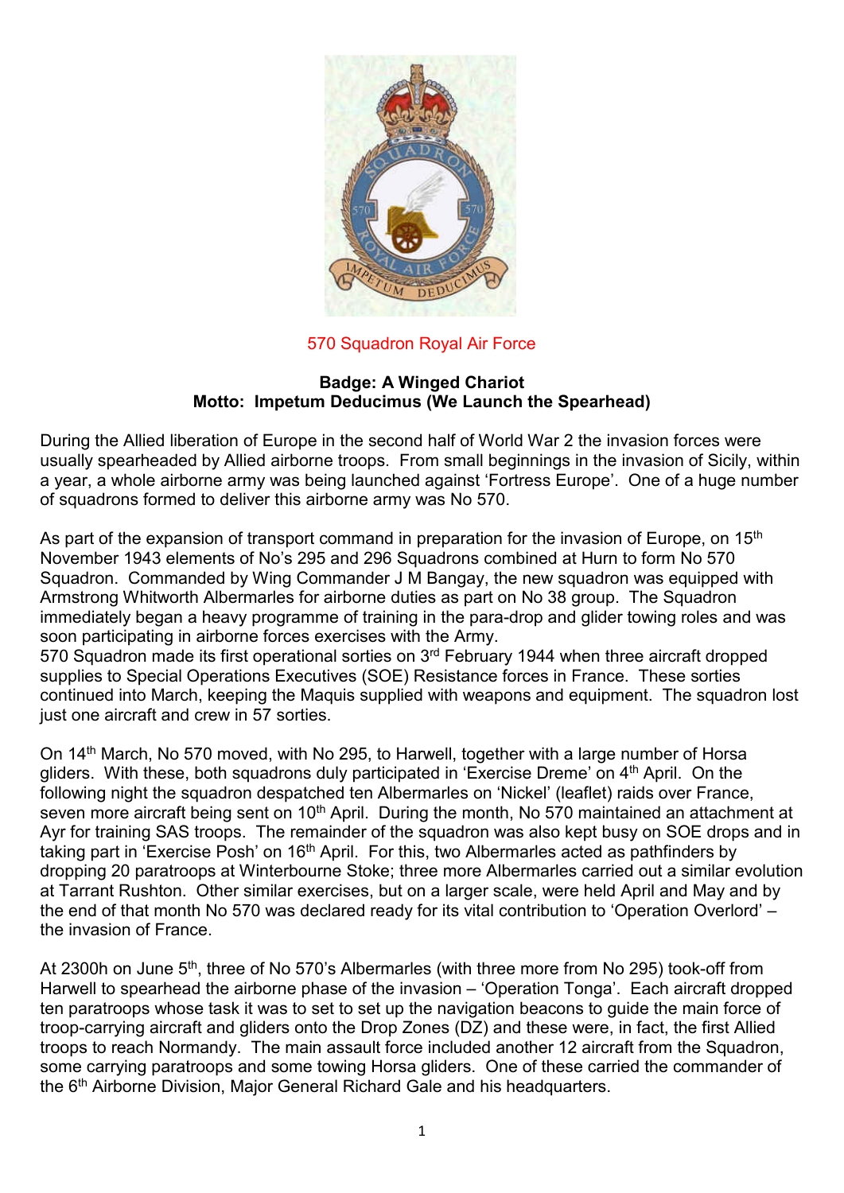# 570 Squadron Royal Air Force

**Badge: A Winged Chariot**
**Motto: Impetum Deducimus (We Launch the Spearhead)**

During the Allied liberation of Europe in the second half of World War 2 the invasion forces were usually spearheaded by Allied airborne troops. From small beginnings in the invasion of Sicily, within a year, a whole airborne army was being launched against 'Fortress Europe'. One of a huge number of squadrons formed to deliver this airborne army was No 570.

As part of the expansion of transport command in preparation for the invasion of Europe, on 15th November 1943 elements of No's 295 and 296 Squadrons combined at Hurn to form No 570 Squadron. Commanded by Wing Commander J M Bangay, the new squadron was equipped with Armstrong Whitworth Albermarles for airborne duties as part on No 38 group. The Squadron immediately began a heavy programme of training in the para-drop and glider towing roles and was soon participating in airborne forces exercises with the Army.
570 Squadron made its first operational sorties on 3rd February 1944 when three aircraft dropped supplies to Special Operations Executives (SOE) Resistance forces in France. These sorties continued into March, keeping the Maquis supplied with weapons and equipment. The squadron lost just one aircraft and crew in 57 sorties.

On 14th March, No 570 moved, with No 295, to Harwell, together with a large number of Horsa gliders. With these, both squadrons duly participated in 'Exercise Dreme' on 4th April. On the following night the squadron despatched ten Albermarles on 'Nickel' (leaflet) raids over France, seven more aircraft being sent on 10th April. During the month, No 570 maintained an attachment at Ayr for training SAS troops. The remainder of the squadron was also kept busy on SOE drops and in taking part in 'Exercise Posh' on 16th April. For this, two Albermarles acted as pathfinders by dropping 20 paratroops at Winterbourne Stoke; three more Albermarles carried out a similar evolution at Tarrant Rushton. Other similar exercises, but on a larger scale, were held April and May and by the end of that month No 570 was declared ready for its vital contribution to 'Operation Overlord' – the invasion of France.

At 2300h on June 5th, three of No 570's Albermarles (with three more from No 295) took-off from Harwell to spearhead the airborne phase of the invasion – 'Operation Tonga'. Each aircraft dropped ten paratroops whose task it was to set up the navigation beacons to guide the main force of troop-carrying aircraft and gliders onto the Drop Zones (DZ) and these were, in fact, the first Allied troops to reach Normandy. The main assault force included another 12 aircraft from the Squadron, some carrying paratroops and some towing Horsa gliders. One of these carried the commander of the 6th Airborne Division, Major General Richard Gale and his headquarters.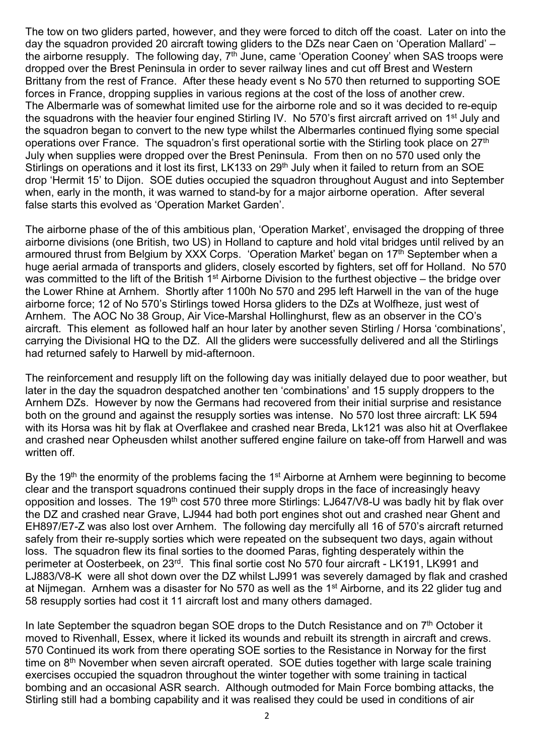The tow on two gliders parted, however, and they were forced to ditch off the coast. Later on into the day the squadron provided 20 aircraft towing gliders to the DZs near Caen on 'Operation Mallard' – the airborne resupply. The following day, 7th June, came 'Operation Cooney' when SAS troops were dropped over the Brest Peninsula in order to sever railway lines and cut off Brest and Western Brittany from the rest of France. After these heady event s No 570 then returned to supporting SOE forces in France, dropping supplies in various regions at the cost of the loss of another crew. The Albermarle was of somewhat limited use for the airborne role and so it was decided to re-equip the squadrons with the heavier four engined Stirling IV. No 570's first aircraft arrived on 1st July and the squadron began to convert to the new type whilst the Albermarles continued flying some special operations over France. The squadron's first operational sortie with the Stirling took place on 27th July when supplies were dropped over the Brest Peninsula. From then on no 570 used only the Stirlings on operations and it lost its first, LK133 on 29th July when it failed to return from an SOE drop 'Hermit 15' to Dijon. SOE duties occupied the squadron throughout August and into September when, early in the month, it was warned to stand-by for a major airborne operation. After several false starts this evolved as 'Operation Market Garden'.

The airborne phase of the of this ambitious plan, 'Operation Market', envisaged the dropping of three airborne divisions (one British, two US) in Holland to capture and hold vital bridges until relived by an armoured thrust from Belgium by XXX Corps. 'Operation Market' began on 17th September when a huge aerial armada of transports and gliders, closely escorted by fighters, set off for Holland. No 570 was committed to the lift of the British 1st Airborne Division to the furthest objective – the bridge over the Lower Rhine at Arnhem. Shortly after 1100h No 570 and 295 left Harwell in the van of the huge airborne force; 12 of No 570's Stirlings towed Horsa gliders to the DZs at Wolfheze, just west of Arnhem. The AOC No 38 Group, Air Vice-Marshal Hollinghurst, flew as an observer in the CO's aircraft. This element as followed half an hour later by another seven Stirling / Horsa 'combinations', carrying the Divisional HQ to the DZ. All the gliders were successfully delivered and all the Stirlings had returned safely to Harwell by mid-afternoon.

The reinforcement and resupply lift on the following day was initially delayed due to poor weather, but later in the day the squadron despatched another ten 'combinations' and 15 supply droppers to the Arnhem DZs. However by now the Germans had recovered from their initial surprise and resistance both on the ground and against the resupply sorties was intense. No 570 lost three aircraft: LK 594 with its Horsa was hit by flak at Overflakee and crashed near Breda, Lk121 was also hit at Overflakee and crashed near Opheusden whilst another suffered engine failure on take-off from Harwell and was written off.

By the 19th the enormity of the problems facing the 1st Airborne at Arnhem were beginning to become clear and the transport squadrons continued their supply drops in the face of increasingly heavy opposition and losses. The 19th cost 570 three more Stirlings: LJ647/V8-U was badly hit by flak over the DZ and crashed near Grave, LJ944 had both port engines shot out and crashed near Ghent and EH897/E7-Z was also lost over Arnhem. The following day mercifully all 16 of 570's aircraft returned safely from their re-supply sorties which were repeated on the subsequent two days, again without loss. The squadron flew its final sorties to the doomed Paras, fighting desperately within the perimeter at Oosterbeek, on 23rd. This final sortie cost No 570 four aircraft - LK191, LK991 and LJ883/V8-K were all shot down over the DZ whilst LJ991 was severely damaged by flak and crashed at Nijmegan. Arnhem was a disaster for No 570 as well as the 1st Airborne, and its 22 glider tug and 58 resupply sorties had cost it 11 aircraft lost and many others damaged.

In late September the squadron began SOE drops to the Dutch Resistance and on 7th October it moved to Rivenhall, Essex, where it licked its wounds and rebuilt its strength in aircraft and crews. 570 Continued its work from there operating SOE sorties to the Resistance in Norway for the first time on 8th November when seven aircraft operated. SOE duties together with large scale training exercises occupied the squadron throughout the winter together with some training in tactical bombing and an occasional ASR search. Although outmoded for Main Force bombing attacks, the Stirling still had a bombing capability and it was realised they could be used in conditions of air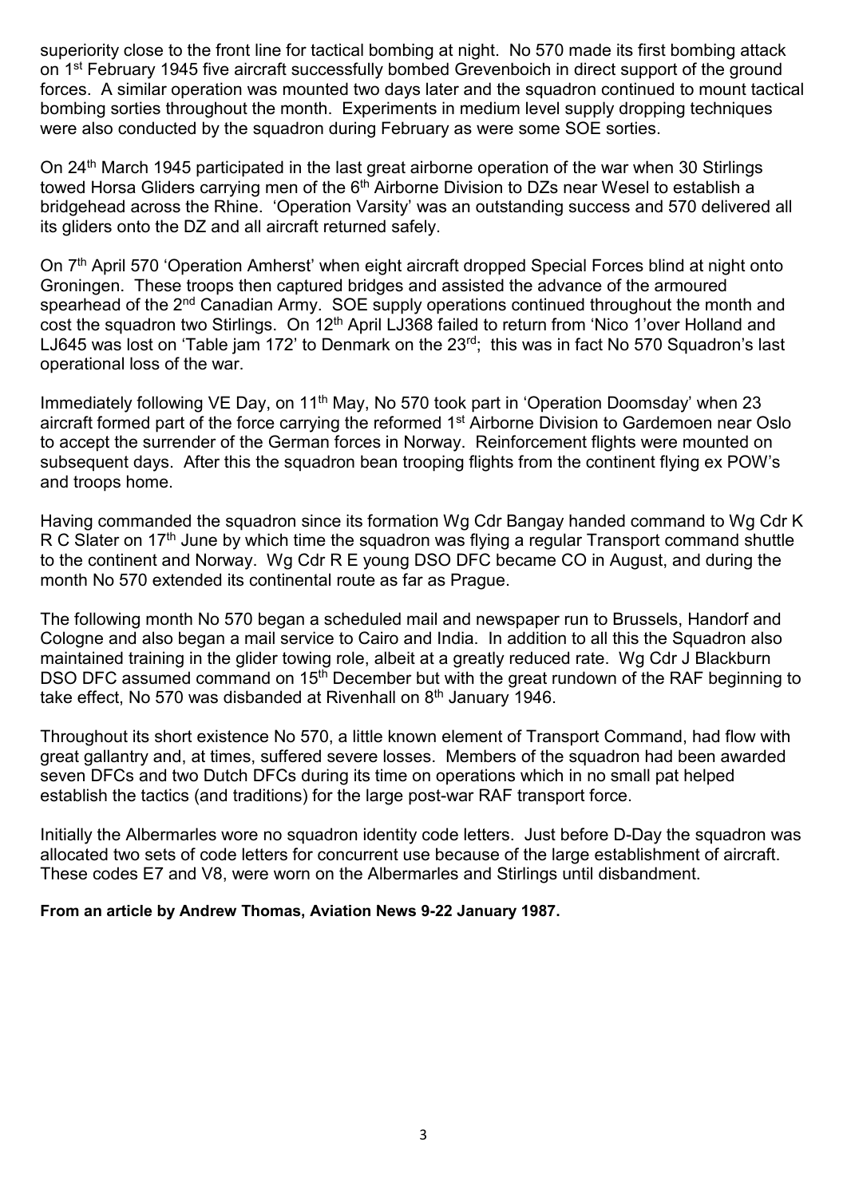superiority close to the front line for tactical bombing at night. No 570 made its first bombing attack on 1st February 1945 five aircraft successfully bombed Grevenboich in direct support of the ground forces. A similar operation was mounted two days later and the squadron continued to mount tactical bombing sorties throughout the month. Experiments in medium level supply dropping techniques were also conducted by the squadron during February as were some SOE sorties.

On 24th March 1945 participated in the last great airborne operation of the war when 30 Stirlings towed Horsa Gliders carrying men of the 6th Airborne Division to DZs near Wesel to establish a bridgehead across the Rhine. 'Operation Varsity' was an outstanding success and 570 delivered all its gliders onto the DZ and all aircraft returned safely.

On 7th April 570 'Operation Amherst' when eight aircraft dropped Special Forces blind at night onto Groningen. These troops then captured bridges and assisted the advance of the armoured spearhead of the 2nd Canadian Army. SOE supply operations continued throughout the month and cost the squadron two Stirlings. On 12th April LJ368 failed to return from 'Nico 1'over Holland and LJ645 was lost on 'Table jam 172' to Denmark on the 23rd; this was in fact No 570 Squadron's last operational loss of the war.

Immediately following VE Day, on 11th May, No 570 took part in 'Operation Doomsday' when 23 aircraft formed part of the force carrying the reformed 1st Airborne Division to Gardemoen near Oslo to accept the surrender of the German forces in Norway. Reinforcement flights were mounted on subsequent days. After this the squadron bean trooping flights from the continent flying ex POW's and troops home.

Having commanded the squadron since its formation Wg Cdr Bangay handed command to Wg Cdr K R C Slater on 17th June by which time the squadron was flying a regular Transport command shuttle to the continent and Norway. Wg Cdr R E young DSO DFC became CO in August, and during the month No 570 extended its continental route as far as Prague.

The following month No 570 began a scheduled mail and newspaper run to Brussels, Handorf and Cologne and also began a mail service to Cairo and India. In addition to all this the Squadron also maintained training in the glider towing role, albeit at a greatly reduced rate. Wg Cdr J Blackburn DSO DFC assumed command on 15th December but with the great rundown of the RAF beginning to take effect, No 570 was disbanded at Rivenhall on 8th January 1946.

Throughout its short existence No 570, a little known element of Transport Command, had flow with great gallantry and, at times, suffered severe losses. Members of the squadron had been awarded seven DFCs and two Dutch DFCs during its time on operations which in no small pat helped establish the tactics (and traditions) for the large post-war RAF transport force.

Initially the Albermarles wore no squadron identity code letters. Just before D-Day the squadron was allocated two sets of code letters for concurrent use because of the large establishment of aircraft. These codes E7 and V8, were worn on the Albermarles and Stirlings until disbandment.

**From an article by Andrew Thomas, Aviation News 9-22 January 1987.**